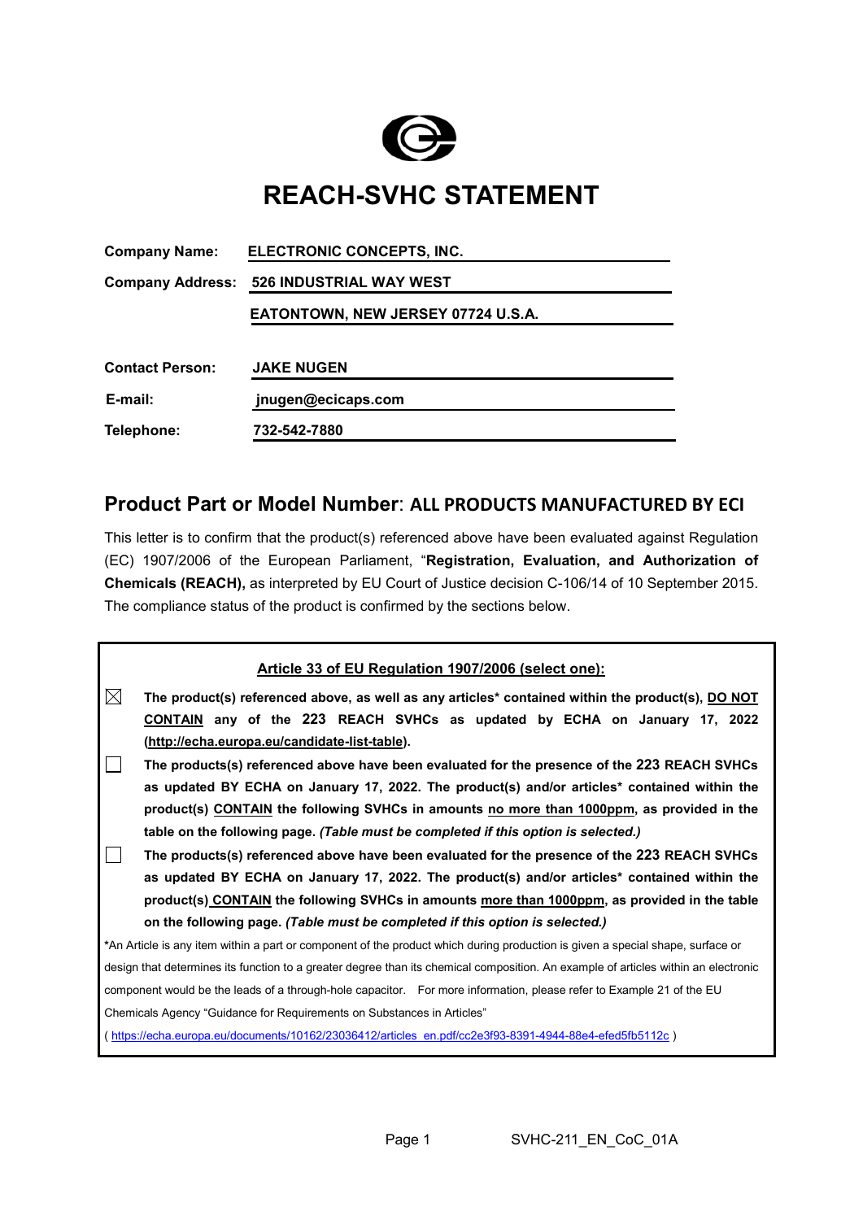# REACH-SVHC STATEMENT

**Company Name:** ELECTRONIC CONCEPTS, INC.

**Company Address:** 526 INDUSTRIAL WAY WEST
EATONTOWN, NEW JERSEY 07724 U.S.A.

**Contact Person:** JAKE NUGEN

**E-mail:** jnugen@ecicaps.com

**Telephone:** 732-542-7880

## Product Part or Model Number: ALL PRODUCTS MANUFACTURED BY ECI

This letter is to confirm that the product(s) referenced above have been evaluated against Regulation (EC) 1907/2006 of the European Parliament, "**Registration, Evaluation, and Authorization of Chemicals (REACH),** as interpreted by EU Court of Justice decision C-106/14 of 10 September 2015. The compliance status of the product is confirmed by the sections below.

**Article 33 of EU Regulation 1907/2006 (select one):**

☒ **The product(s) referenced above, as well as any articles\* contained within the product(s), DO NOT CONTAIN any of the 223 REACH SVHCs as updated by ECHA on January 17, 2022 (http://echa.europa.eu/candidate-list-table).**

☐ **The products(s) referenced above have been evaluated for the presence of the 223 REACH SVHCs as updated BY ECHA on January 17, 2022. The product(s) and/or articles\* contained within the product(s) CONTAIN the following SVHCs in amounts no more than 1000ppm, as provided in the table on the following page.** ***(Table must be completed if this option is selected.)***

☐ **The products(s) referenced above have been evaluated for the presence of the 223 REACH SVHCs as updated BY ECHA on January 17, 2022. The product(s) and/or articles\* contained within the product(s) CONTAIN the following SVHCs in amounts more than 1000ppm, as provided in the table on the following page.** ***(Table must be completed if this option is selected.)***

\*An Article is any item within a part or component of the product which during production is given a special shape, surface or design that determines its function to a greater degree than its chemical composition. An example of articles within an electronic component would be the leads of a through-hole capacitor. For more information, please refer to Example 21 of the EU Chemicals Agency "Guidance for Requirements on Substances in Articles"

( https://echa.europa.eu/documents/10162/23036412/articles_en.pdf/cc2e3f93-8391-4944-88e4-efed5fb5112c )

SVHC-211_EN_CoC_01A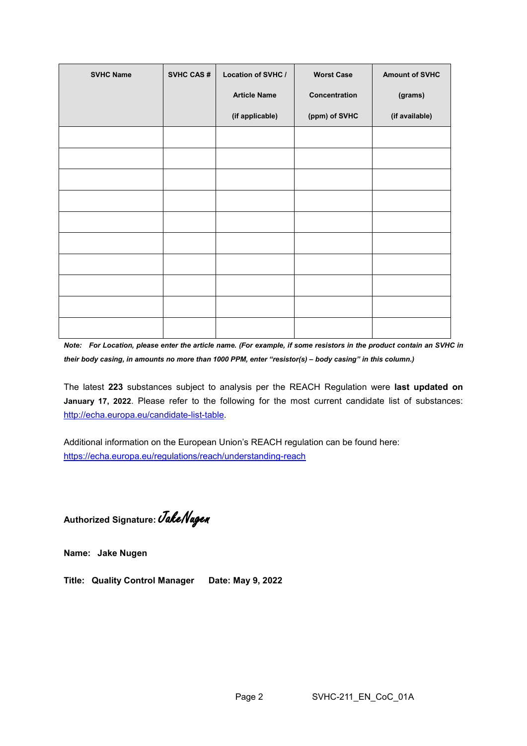| SVHC Name | SVHC CAS # | Location of SVHC / Article Name (if applicable) | Worst Case Concentration (ppm) of SVHC | Amount of SVHC (grams) (if available) |
|---|---|---|---|---|
| | | | | |
| | | | | |
| | | | | |
| | | | | |
| | | | | |
| | | | | |
| | | | | |
| | | | | |
| | | | | |
| | | | | |

***Note: For Location, please enter the article name. (For example, if some resistors in the product contain an SVHC in their body casing, in amounts no more than 1000 PPM, enter "resistor(s) – body casing" in this column.)***

The latest **223** substances subject to analysis per the REACH Regulation were **last updated on January 17, 2022**. Please refer to the following for the most current candidate list of substances: http://echa.europa.eu/candidate-list-table.

Additional information on the European Union's REACH regulation can be found here: https://echa.europa.eu/regulations/reach/understanding-reach

**Authorized Signature:** *Jake Nugen*

**Name: Jake Nugen**

**Title: Quality Control Manager Date: May 9, 2022**

SVHC-211_EN_CoC_01A